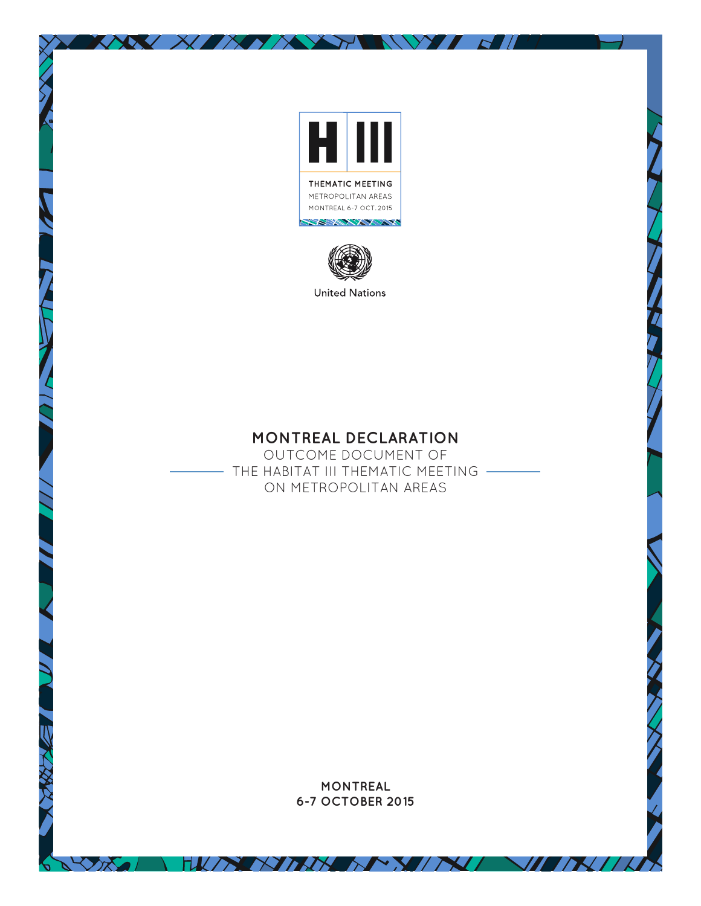H III

THEMATIC MEETING
METROPOLITAN AREAS
MONTREAL 6-7 OCT. 2015

United Nations

# MONTREAL DECLARATION

OUTCOME DOCUMENT OF
THE HABITAT III THEMATIC MEETING
ON METROPOLITAN AREAS

**MONTREAL**
**6-7 OCTOBER 2015**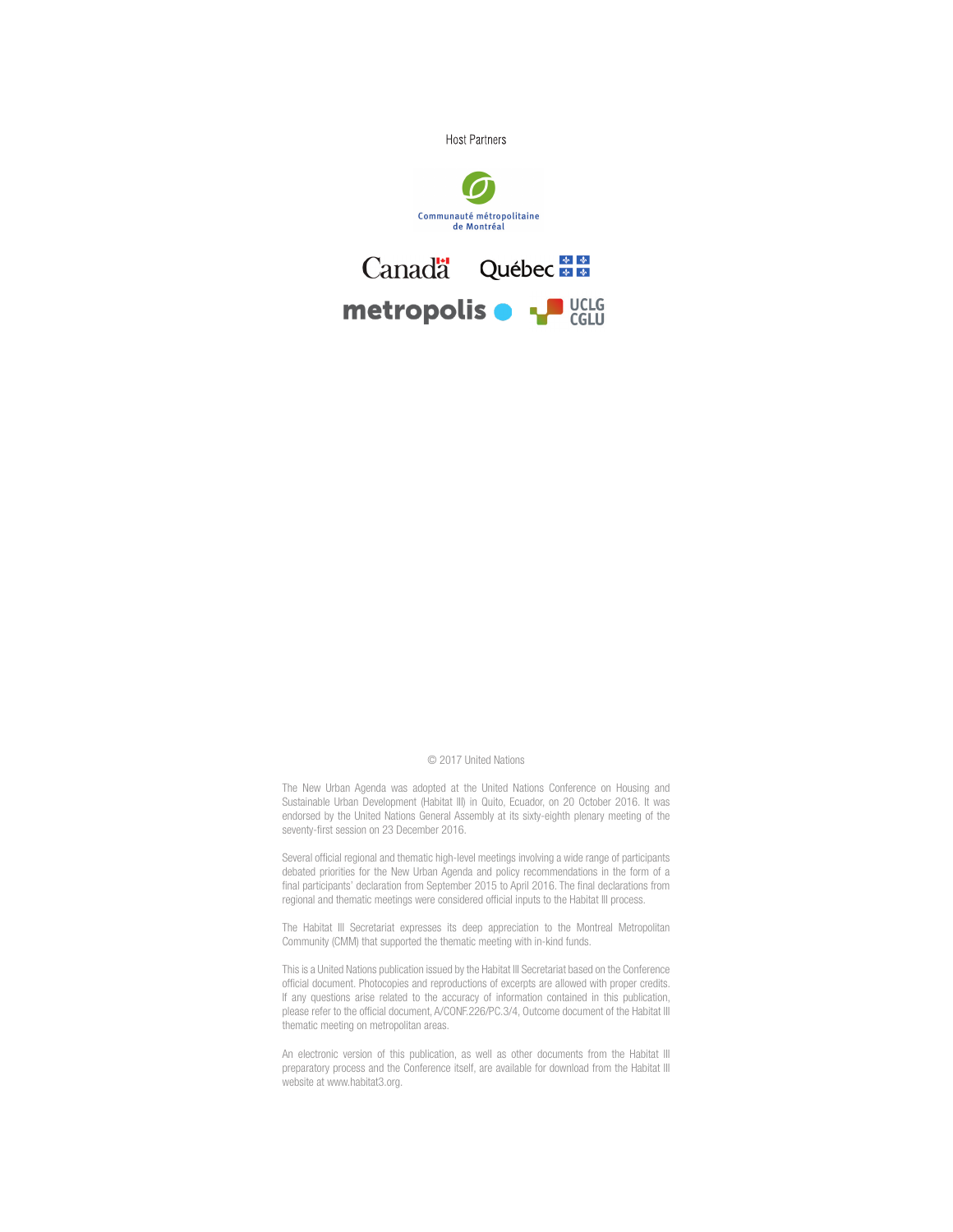Host Partners

Communauté métropolitaine de Montréal

Canada Québec

metropolis UCLG CGLU

© 2017 United Nations

The New Urban Agenda was adopted at the United Nations Conference on Housing and Sustainable Urban Development (Habitat III) in Quito, Ecuador, on 20 October 2016. It was endorsed by the United Nations General Assembly at its sixty-eighth plenary meeting of the seventy-first session on 23 December 2016.

Several official regional and thematic high-level meetings involving a wide range of participants debated priorities for the New Urban Agenda and policy recommendations in the form of a final participants' declaration from September 2015 to April 2016. The final declarations from regional and thematic meetings were considered official inputs to the Habitat III process.

The Habitat III Secretariat expresses its deep appreciation to the Montreal Metropolitan Community (CMM) that supported the thematic meeting with in-kind funds.

This is a United Nations publication issued by the Habitat III Secretariat based on the Conference official document. Photocopies and reproductions of excerpts are allowed with proper credits. If any questions arise related to the accuracy of information contained in this publication, please refer to the official document, A/CONF.226/PC.3/4, Outcome document of the Habitat III thematic meeting on metropolitan areas.

An electronic version of this publication, as well as other documents from the Habitat III preparatory process and the Conference itself, are available for download from the Habitat III website at www.habitat3.org.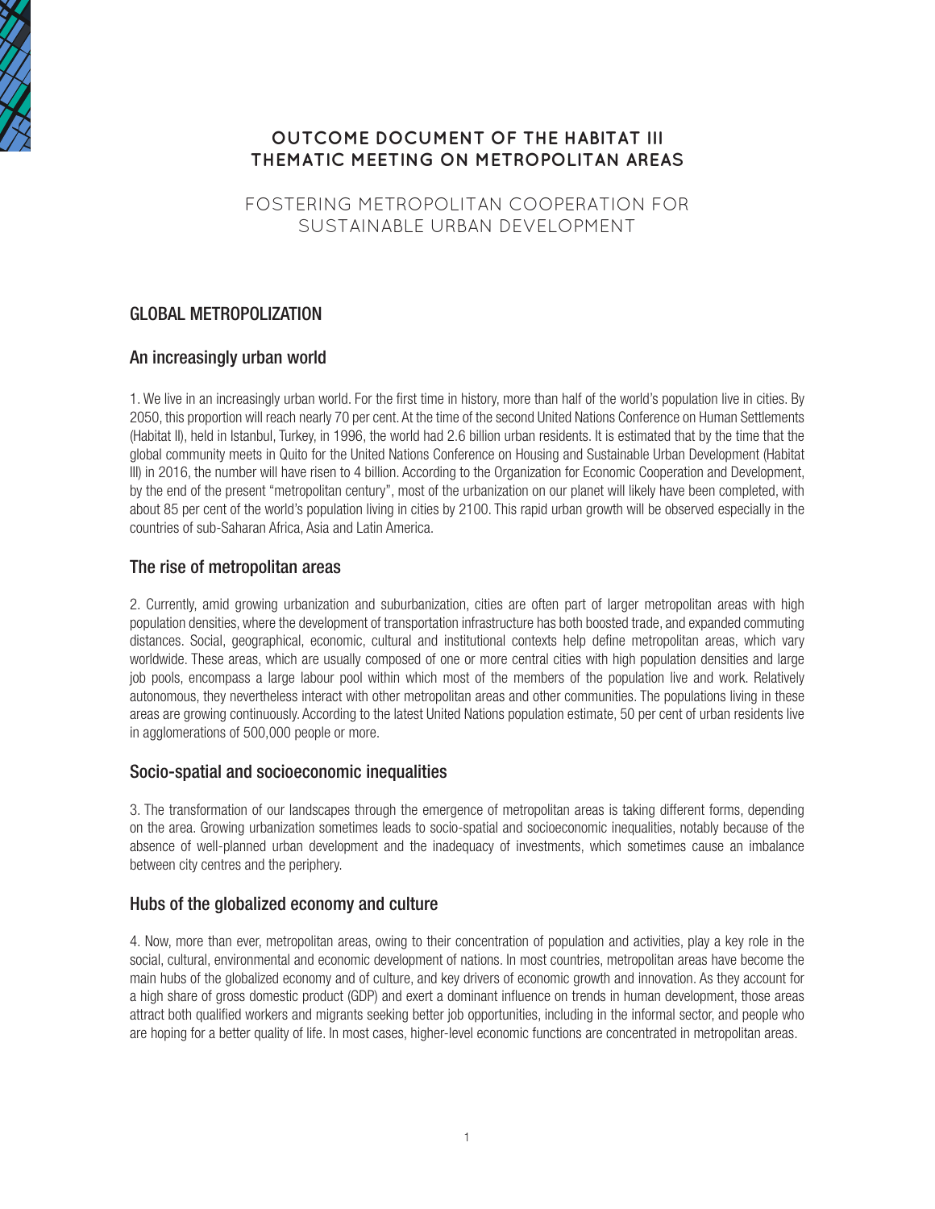# OUTCOME DOCUMENT OF THE HABITAT III THEMATIC MEETING ON METROPOLITAN AREAS

## FOSTERING METROPOLITAN COOPERATION FOR SUSTAINABLE URBAN DEVELOPMENT

## GLOBAL METROPOLIZATION

### An increasingly urban world

1. We live in an increasingly urban world. For the first time in history, more than half of the world's population live in cities. By 2050, this proportion will reach nearly 70 per cent. At the time of the second United Nations Conference on Human Settlements (Habitat II), held in Istanbul, Turkey, in 1996, the world had 2.6 billion urban residents. It is estimated that by the time that the global community meets in Quito for the United Nations Conference on Housing and Sustainable Urban Development (Habitat III) in 2016, the number will have risen to 4 billion. According to the Organization for Economic Cooperation and Development, by the end of the present "metropolitan century", most of the urbanization on our planet will likely have been completed, with about 85 per cent of the world's population living in cities by 2100. This rapid urban growth will be observed especially in the countries of sub-Saharan Africa, Asia and Latin America.

### The rise of metropolitan areas

2. Currently, amid growing urbanization and suburbanization, cities are often part of larger metropolitan areas with high population densities, where the development of transportation infrastructure has both boosted trade, and expanded commuting distances. Social, geographical, economic, cultural and institutional contexts help define metropolitan areas, which vary worldwide. These areas, which are usually composed of one or more central cities with high population densities and large job pools, encompass a large labour pool within which most of the members of the population live and work. Relatively autonomous, they nevertheless interact with other metropolitan areas and other communities. The populations living in these areas are growing continuously. According to the latest United Nations population estimate, 50 per cent of urban residents live in agglomerations of 500,000 people or more.

### Socio-spatial and socioeconomic inequalities

3. The transformation of our landscapes through the emergence of metropolitan areas is taking different forms, depending on the area. Growing urbanization sometimes leads to socio-spatial and socioeconomic inequalities, notably because of the absence of well-planned urban development and the inadequacy of investments, which sometimes cause an imbalance between city centres and the periphery.

### Hubs of the globalized economy and culture

4. Now, more than ever, metropolitan areas, owing to their concentration of population and activities, play a key role in the social, cultural, environmental and economic development of nations. In most countries, metropolitan areas have become the main hubs of the globalized economy and of culture, and key drivers of economic growth and innovation. As they account for a high share of gross domestic product (GDP) and exert a dominant influence on trends in human development, those areas attract both qualified workers and migrants seeking better job opportunities, including in the informal sector, and people who are hoping for a better quality of life. In most cases, higher-level economic functions are concentrated in metropolitan areas.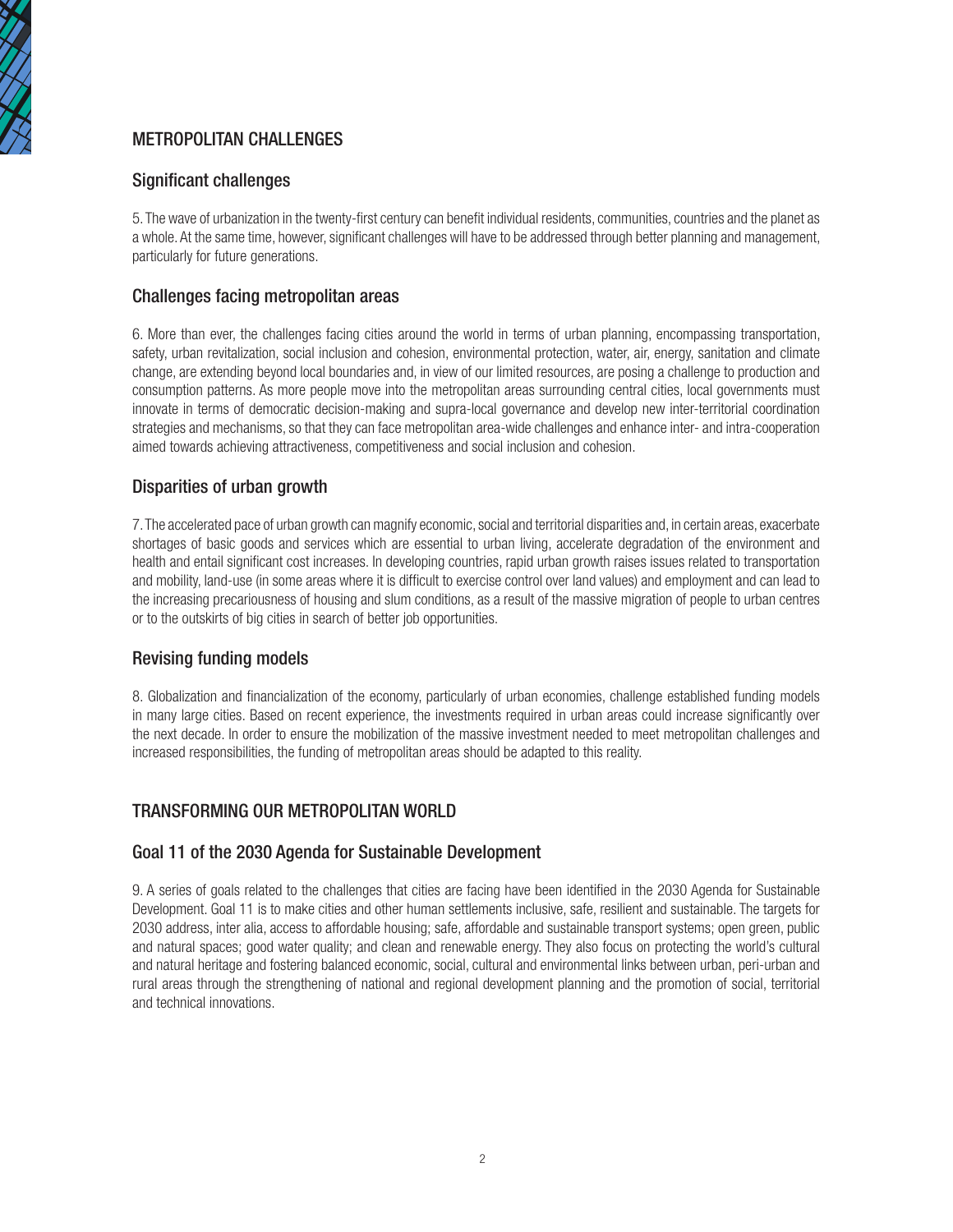## METROPOLITAN CHALLENGES

### Significant challenges

5. The wave of urbanization in the twenty-first century can benefit individual residents, communities, countries and the planet as a whole. At the same time, however, significant challenges will have to be addressed through better planning and management, particularly for future generations.

### Challenges facing metropolitan areas

6. More than ever, the challenges facing cities around the world in terms of urban planning, encompassing transportation, safety, urban revitalization, social inclusion and cohesion, environmental protection, water, air, energy, sanitation and climate change, are extending beyond local boundaries and, in view of our limited resources, are posing a challenge to production and consumption patterns. As more people move into the metropolitan areas surrounding central cities, local governments must innovate in terms of democratic decision-making and supra-local governance and develop new inter-territorial coordination strategies and mechanisms, so that they can face metropolitan area-wide challenges and enhance inter- and intra-cooperation aimed towards achieving attractiveness, competitiveness and social inclusion and cohesion.

### Disparities of urban growth

7. The accelerated pace of urban growth can magnify economic, social and territorial disparities and, in certain areas, exacerbate shortages of basic goods and services which are essential to urban living, accelerate degradation of the environment and health and entail significant cost increases. In developing countries, rapid urban growth raises issues related to transportation and mobility, land-use (in some areas where it is difficult to exercise control over land values) and employment and can lead to the increasing precariousness of housing and slum conditions, as a result of the massive migration of people to urban centres or to the outskirts of big cities in search of better job opportunities.

### Revising funding models

8. Globalization and financialization of the economy, particularly of urban economies, challenge established funding models in many large cities. Based on recent experience, the investments required in urban areas could increase significantly over the next decade. In order to ensure the mobilization of the massive investment needed to meet metropolitan challenges and increased responsibilities, the funding of metropolitan areas should be adapted to this reality.

## TRANSFORMING OUR METROPOLITAN WORLD

### Goal 11 of the 2030 Agenda for Sustainable Development

9. A series of goals related to the challenges that cities are facing have been identified in the 2030 Agenda for Sustainable Development. Goal 11 is to make cities and other human settlements inclusive, safe, resilient and sustainable. The targets for 2030 address, inter alia, access to affordable housing; safe, affordable and sustainable transport systems; open green, public and natural spaces; good water quality; and clean and renewable energy. They also focus on protecting the world's cultural and natural heritage and fostering balanced economic, social, cultural and environmental links between urban, peri-urban and rural areas through the strengthening of national and regional development planning and the promotion of social, territorial and technical innovations.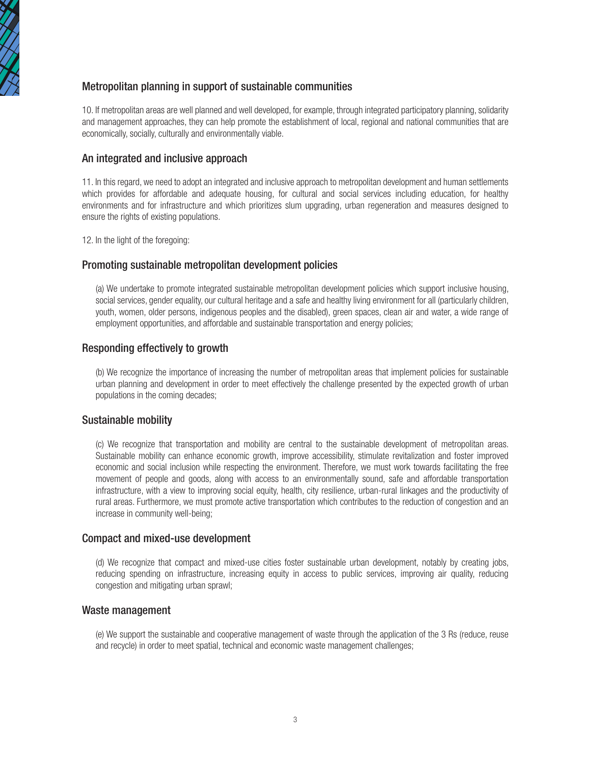## Metropolitan planning in support of sustainable communities

10. If metropolitan areas are well planned and well developed, for example, through integrated participatory planning, solidarity and management approaches, they can help promote the establishment of local, regional and national communities that are economically, socially, culturally and environmentally viable.

## An integrated and inclusive approach

11. In this regard, we need to adopt an integrated and inclusive approach to metropolitan development and human settlements which provides for affordable and adequate housing, for cultural and social services including education, for healthy environments and for infrastructure and which prioritizes slum upgrading, urban regeneration and measures designed to ensure the rights of existing populations.

12. In the light of the foregoing:

## Promoting sustainable metropolitan development policies

(a) We undertake to promote integrated sustainable metropolitan development policies which support inclusive housing, social services, gender equality, our cultural heritage and a safe and healthy living environment for all (particularly children, youth, women, older persons, indigenous peoples and the disabled), green spaces, clean air and water, a wide range of employment opportunities, and affordable and sustainable transportation and energy policies;

## Responding effectively to growth

(b) We recognize the importance of increasing the number of metropolitan areas that implement policies for sustainable urban planning and development in order to meet effectively the challenge presented by the expected growth of urban populations in the coming decades;

## Sustainable mobility

(c) We recognize that transportation and mobility are central to the sustainable development of metropolitan areas. Sustainable mobility can enhance economic growth, improve accessibility, stimulate revitalization and foster improved economic and social inclusion while respecting the environment. Therefore, we must work towards facilitating the free movement of people and goods, along with access to an environmentally sound, safe and affordable transportation infrastructure, with a view to improving social equity, health, city resilience, urban-rural linkages and the productivity of rural areas. Furthermore, we must promote active transportation which contributes to the reduction of congestion and an increase in community well-being;

## Compact and mixed-use development

(d) We recognize that compact and mixed-use cities foster sustainable urban development, notably by creating jobs, reducing spending on infrastructure, increasing equity in access to public services, improving air quality, reducing congestion and mitigating urban sprawl;

## Waste management

(e) We support the sustainable and cooperative management of waste through the application of the 3 Rs (reduce, reuse and recycle) in order to meet spatial, technical and economic waste management challenges;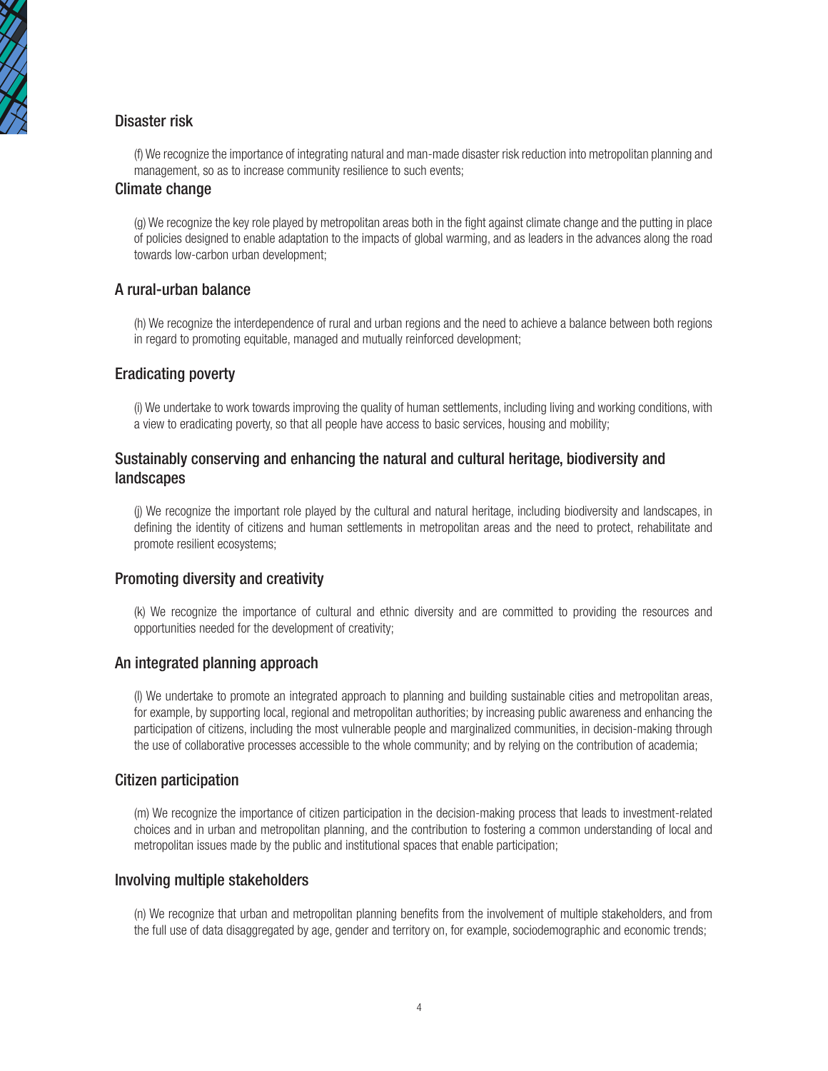### Disaster risk

(f) We recognize the importance of integrating natural and man-made disaster risk reduction into metropolitan planning and management, so as to increase community resilience to such events;

### Climate change

(g) We recognize the key role played by metropolitan areas both in the fight against climate change and the putting in place of policies designed to enable adaptation to the impacts of global warming, and as leaders in the advances along the road towards low-carbon urban development;

### A rural-urban balance

(h) We recognize the interdependence of rural and urban regions and the need to achieve a balance between both regions in regard to promoting equitable, managed and mutually reinforced development;

### Eradicating poverty

(i) We undertake to work towards improving the quality of human settlements, including living and working conditions, with a view to eradicating poverty, so that all people have access to basic services, housing and mobility;

### Sustainably conserving and enhancing the natural and cultural heritage, biodiversity and landscapes

(j) We recognize the important role played by the cultural and natural heritage, including biodiversity and landscapes, in defining the identity of citizens and human settlements in metropolitan areas and the need to protect, rehabilitate and promote resilient ecosystems;

### Promoting diversity and creativity

(k) We recognize the importance of cultural and ethnic diversity and are committed to providing the resources and opportunities needed for the development of creativity;

### An integrated planning approach

(l) We undertake to promote an integrated approach to planning and building sustainable cities and metropolitan areas, for example, by supporting local, regional and metropolitan authorities; by increasing public awareness and enhancing the participation of citizens, including the most vulnerable people and marginalized communities, in decision-making through the use of collaborative processes accessible to the whole community; and by relying on the contribution of academia;

### Citizen participation

(m) We recognize the importance of citizen participation in the decision-making process that leads to investment-related choices and in urban and metropolitan planning, and the contribution to fostering a common understanding of local and metropolitan issues made by the public and institutional spaces that enable participation;

### Involving multiple stakeholders

(n) We recognize that urban and metropolitan planning benefits from the involvement of multiple stakeholders, and from the full use of data disaggregated by age, gender and territory on, for example, sociodemographic and economic trends;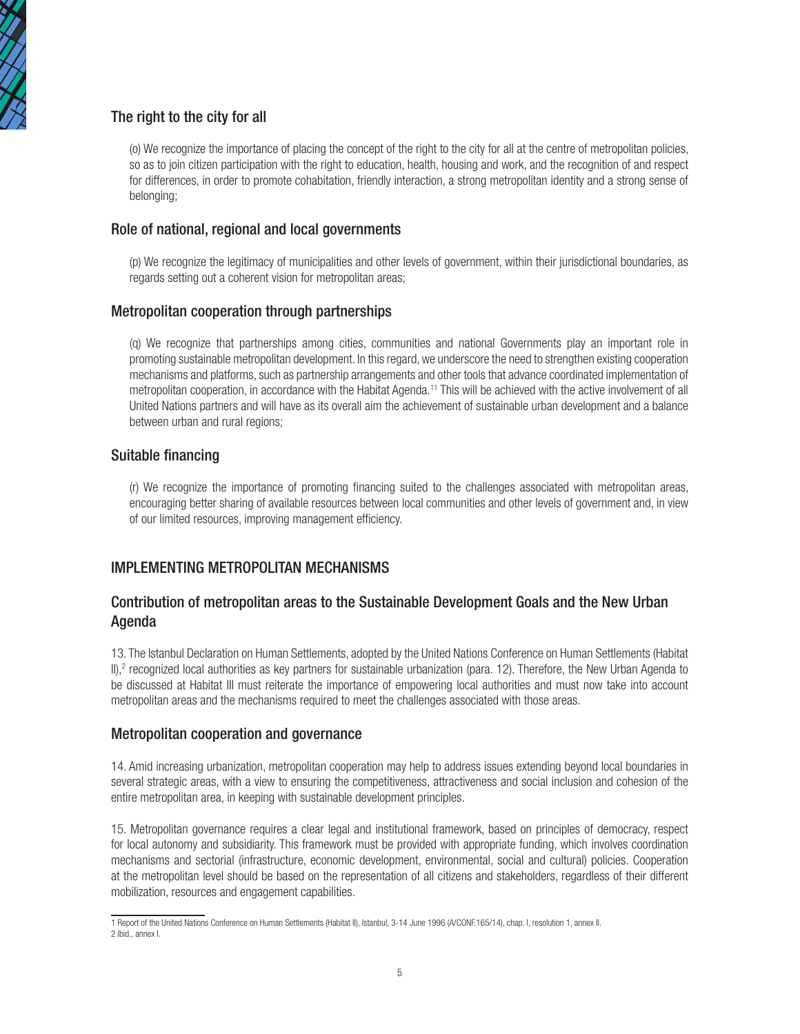## The right to the city for all

(o) We recognize the importance of placing the concept of the right to the city for all at the centre of metropolitan policies, so as to join citizen participation with the right to education, health, housing and work, and the recognition of and respect for differences, in order to promote cohabitation, friendly interaction, a strong metropolitan identity and a strong sense of belonging;

## Role of national, regional and local governments

(p) We recognize the legitimacy of municipalities and other levels of government, within their jurisdictional boundaries, as regards setting out a coherent vision for metropolitan areas;

## Metropolitan cooperation through partnerships

(q) We recognize that partnerships among cities, communities and national Governments play an important role in promoting sustainable metropolitan development. In this regard, we underscore the need to strengthen existing cooperation mechanisms and platforms, such as partnership arrangements and other tools that advance coordinated implementation of metropolitan cooperation, in accordance with the Habitat Agenda.[11] This will be achieved with the active involvement of all United Nations partners and will have as its overall aim the achievement of sustainable urban development and a balance between urban and rural regions;

## Suitable financing

(r) We recognize the importance of promoting financing suited to the challenges associated with metropolitan areas, encouraging better sharing of available resources between local communities and other levels of government and, in view of our limited resources, improving management efficiency.

# IMPLEMENTING METROPOLITAN MECHANISMS

## Contribution of metropolitan areas to the Sustainable Development Goals and the New Urban Agenda

13. The Istanbul Declaration on Human Settlements, adopted by the United Nations Conference on Human Settlements (Habitat II),[2] recognized local authorities as key partners for sustainable urbanization (para. 12). Therefore, the New Urban Agenda to be discussed at Habitat III must reiterate the importance of empowering local authorities and must now take into account metropolitan areas and the mechanisms required to meet the challenges associated with those areas.

## Metropolitan cooperation and governance

14. Amid increasing urbanization, metropolitan cooperation may help to address issues extending beyond local boundaries in several strategic areas, with a view to ensuring the competitiveness, attractiveness and social inclusion and cohesion of the entire metropolitan area, in keeping with sustainable development principles.

15. Metropolitan governance requires a clear legal and institutional framework, based on principles of democracy, respect for local autonomy and subsidiarity. This framework must be provided with appropriate funding, which involves coordination mechanisms and sectorial (infrastructure, economic development, environmental, social and cultural) policies. Cooperation at the metropolitan level should be based on the representation of all citizens and stakeholders, regardless of their different mobilization, resources and engagement capabilities.

---

1 Report of the United Nations Conference on Human Settlements (Habitat II), Istanbul, 3-14 June 1996 (A/CONF.165/14), chap. I, resolution 1, annex II.
2 Ibid., annex I.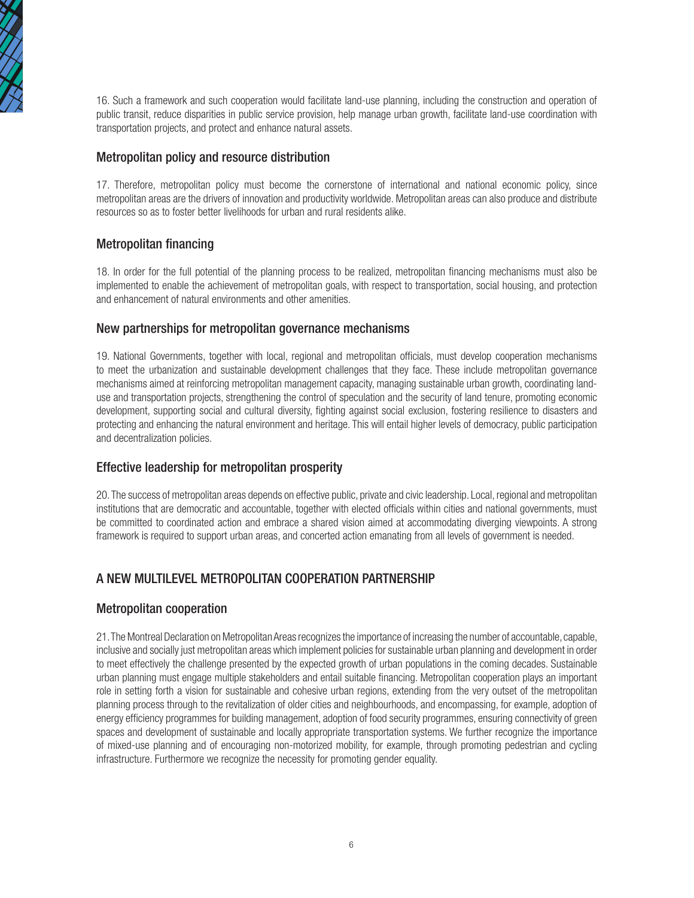16. Such a framework and such cooperation would facilitate land-use planning, including the construction and operation of public transit, reduce disparities in public service provision, help manage urban growth, facilitate land-use coordination with transportation projects, and protect and enhance natural assets.

### Metropolitan policy and resource distribution

17. Therefore, metropolitan policy must become the cornerstone of international and national economic policy, since metropolitan areas are the drivers of innovation and productivity worldwide. Metropolitan areas can also produce and distribute resources so as to foster better livelihoods for urban and rural residents alike.

### Metropolitan financing

18. In order for the full potential of the planning process to be realized, metropolitan financing mechanisms must also be implemented to enable the achievement of metropolitan goals, with respect to transportation, social housing, and protection and enhancement of natural environments and other amenities.

### New partnerships for metropolitan governance mechanisms

19. National Governments, together with local, regional and metropolitan officials, must develop cooperation mechanisms to meet the urbanization and sustainable development challenges that they face. These include metropolitan governance mechanisms aimed at reinforcing metropolitan management capacity, managing sustainable urban growth, coordinating land-use and transportation projects, strengthening the control of speculation and the security of land tenure, promoting economic development, supporting social and cultural diversity, fighting against social exclusion, fostering resilience to disasters and protecting and enhancing the natural environment and heritage. This will entail higher levels of democracy, public participation and decentralization policies.

### Effective leadership for metropolitan prosperity

20. The success of metropolitan areas depends on effective public, private and civic leadership. Local, regional and metropolitan institutions that are democratic and accountable, together with elected officials within cities and national governments, must be committed to coordinated action and embrace a shared vision aimed at accommodating diverging viewpoints. A strong framework is required to support urban areas, and concerted action emanating from all levels of government is needed.

## A NEW MULTILEVEL METROPOLITAN COOPERATION PARTNERSHIP

### Metropolitan cooperation

21. The Montreal Declaration on Metropolitan Areas recognizes the importance of increasing the number of accountable, capable, inclusive and socially just metropolitan areas which implement policies for sustainable urban planning and development in order to meet effectively the challenge presented by the expected growth of urban populations in the coming decades. Sustainable urban planning must engage multiple stakeholders and entail suitable financing. Metropolitan cooperation plays an important role in setting forth a vision for sustainable and cohesive urban regions, extending from the very outset of the metropolitan planning process through to the revitalization of older cities and neighbourhoods, and encompassing, for example, adoption of energy efficiency programmes for building management, adoption of food security programmes, ensuring connectivity of green spaces and development of sustainable and locally appropriate transportation systems. We further recognize the importance of mixed-use planning and of encouraging non-motorized mobility, for example, through promoting pedestrian and cycling infrastructure. Furthermore we recognize the necessity for promoting gender equality.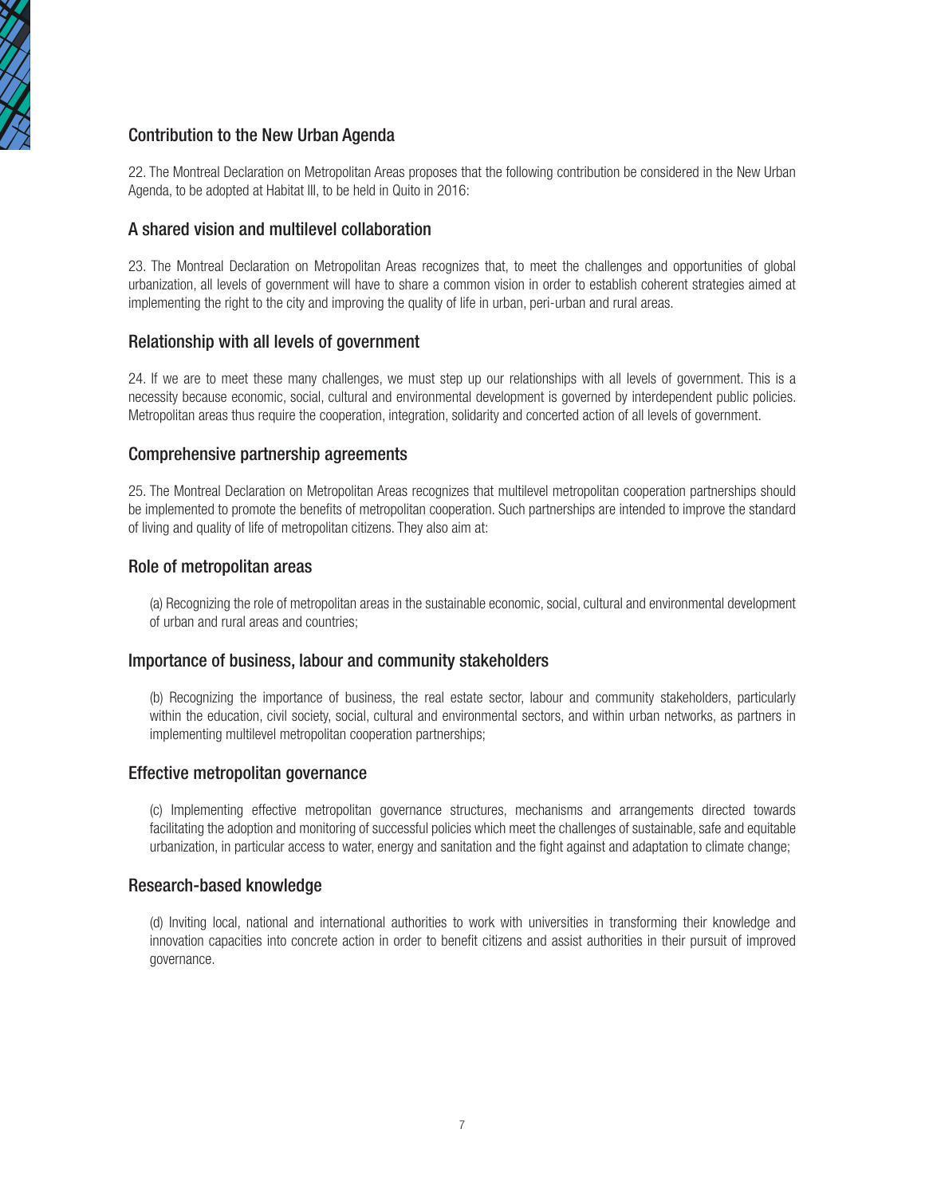## Contribution to the New Urban Agenda

22. The Montreal Declaration on Metropolitan Areas proposes that the following contribution be considered in the New Urban Agenda, to be adopted at Habitat III, to be held in Quito in 2016:

## A shared vision and multilevel collaboration

23. The Montreal Declaration on Metropolitan Areas recognizes that, to meet the challenges and opportunities of global urbanization, all levels of government will have to share a common vision in order to establish coherent strategies aimed at implementing the right to the city and improving the quality of life in urban, peri-urban and rural areas.

## Relationship with all levels of government

24. If we are to meet these many challenges, we must step up our relationships with all levels of government. This is a necessity because economic, social, cultural and environmental development is governed by interdependent public policies. Metropolitan areas thus require the cooperation, integration, solidarity and concerted action of all levels of government.

## Comprehensive partnership agreements

25. The Montreal Declaration on Metropolitan Areas recognizes that multilevel metropolitan cooperation partnerships should be implemented to promote the benefits of metropolitan cooperation. Such partnerships are intended to improve the standard of living and quality of life of metropolitan citizens. They also aim at:

## Role of metropolitan areas

(a) Recognizing the role of metropolitan areas in the sustainable economic, social, cultural and environmental development of urban and rural areas and countries;

## Importance of business, labour and community stakeholders

(b) Recognizing the importance of business, the real estate sector, labour and community stakeholders, particularly within the education, civil society, social, cultural and environmental sectors, and within urban networks, as partners in implementing multilevel metropolitan cooperation partnerships;

## Effective metropolitan governance

(c) Implementing effective metropolitan governance structures, mechanisms and arrangements directed towards facilitating the adoption and monitoring of successful policies which meet the challenges of sustainable, safe and equitable urbanization, in particular access to water, energy and sanitation and the fight against and adaptation to climate change;

## Research-based knowledge

(d) Inviting local, national and international authorities to work with universities in transforming their knowledge and innovation capacities into concrete action in order to benefit citizens and assist authorities in their pursuit of improved governance.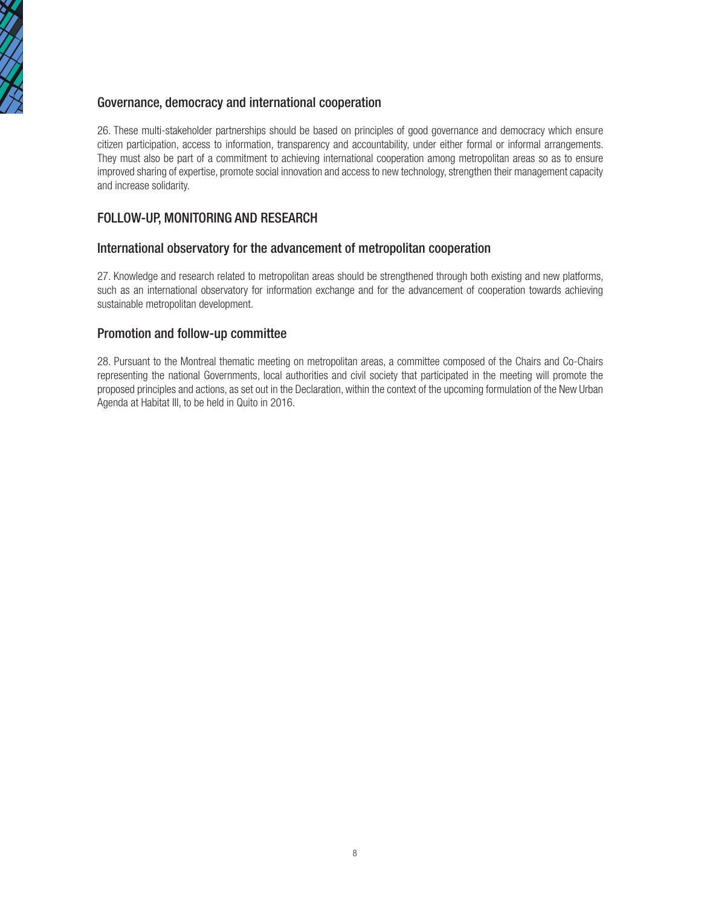### Governance, democracy and international cooperation

26. These multi-stakeholder partnerships should be based on principles of good governance and democracy which ensure citizen participation, access to information, transparency and accountability, under either formal or informal arrangements. They must also be part of a commitment to achieving international cooperation among metropolitan areas so as to ensure improved sharing of expertise, promote social innovation and access to new technology, strengthen their management capacity and increase solidarity.

## FOLLOW-UP, MONITORING AND RESEARCH

### International observatory for the advancement of metropolitan cooperation

27. Knowledge and research related to metropolitan areas should be strengthened through both existing and new platforms, such as an international observatory for information exchange and for the advancement of cooperation towards achieving sustainable metropolitan development.

### Promotion and follow-up committee

28. Pursuant to the Montreal thematic meeting on metropolitan areas, a committee composed of the Chairs and Co-Chairs representing the national Governments, local authorities and civil society that participated in the meeting will promote the proposed principles and actions, as set out in the Declaration, within the context of the upcoming formulation of the New Urban Agenda at Habitat III, to be held in Quito in 2016.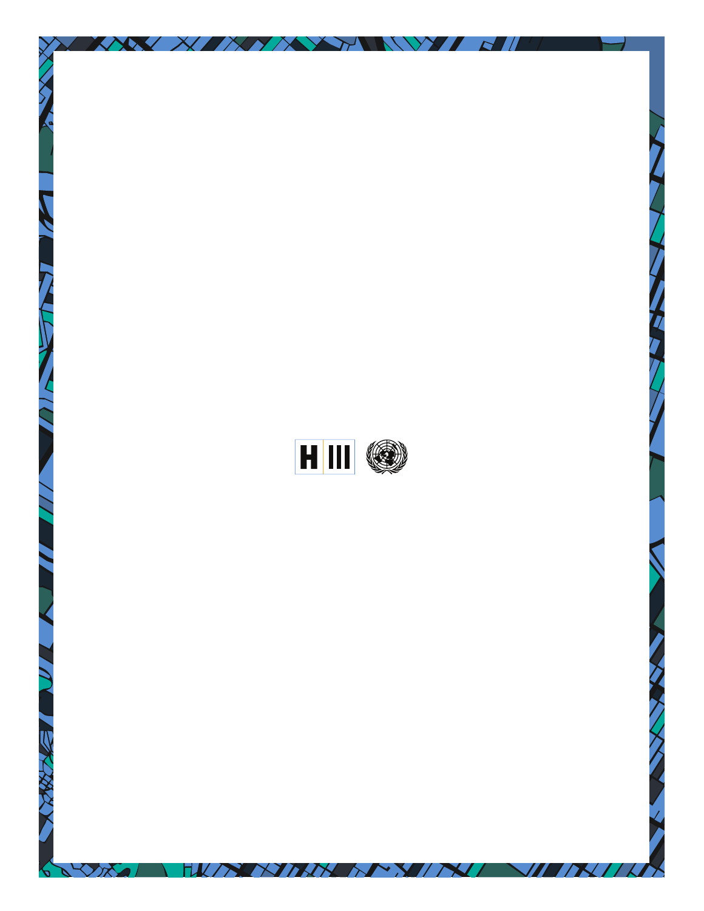H III